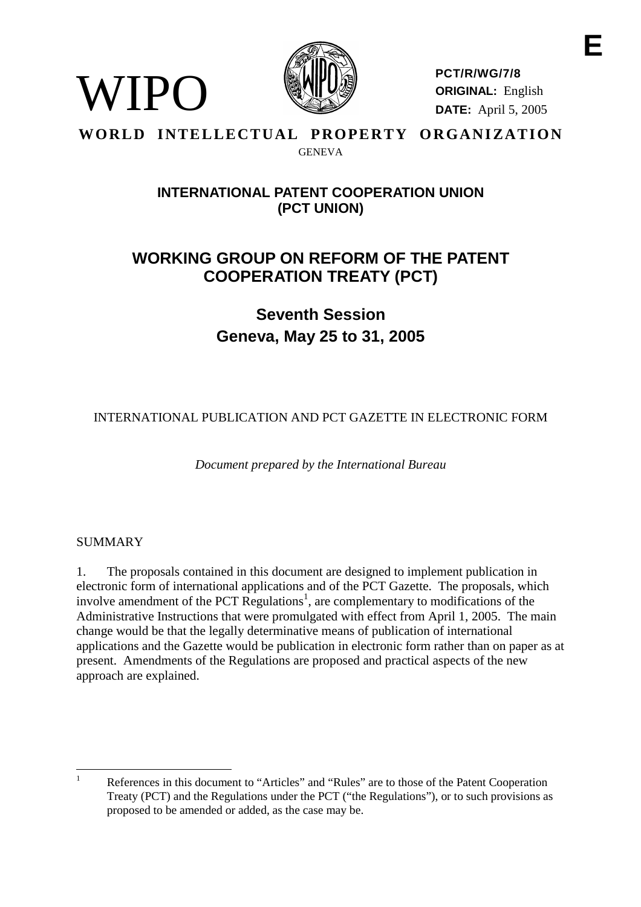E

WIPO

PCT/R/WG/7/8
**ORIGINAL:** English
**DATE:** April 5, 2005

**WORLD INTELLECTUAL PROPERTY ORGANIZATION**

GENEVA

## INTERNATIONAL PATENT COOPERATION UNION (PCT UNION)

# WORKING GROUP ON REFORM OF THE PATENT COOPERATION TREATY (PCT)

## Seventh Session
## Geneva, May 25 to 31, 2005

INTERNATIONAL PUBLICATION AND PCT GAZETTE IN ELECTRONIC FORM

*Document prepared by the International Bureau*

SUMMARY

1. The proposals contained in this document are designed to implement publication in electronic form of international applications and of the PCT Gazette. The proposals, which involve amendment of the PCT Regulations[1], are complementary to modifications of the Administrative Instructions that were promulgated with effect from April 1, 2005. The main change would be that the legally determinative means of publication of international applications and the Gazette would be publication in electronic form rather than on paper as at present. Amendments of the Regulations are proposed and practical aspects of the new approach are explained.

---

[1] References in this document to "Articles" and "Rules" are to those of the Patent Cooperation Treaty (PCT) and the Regulations under the PCT ("the Regulations"), or to such provisions as proposed to be amended or added, as the case may be.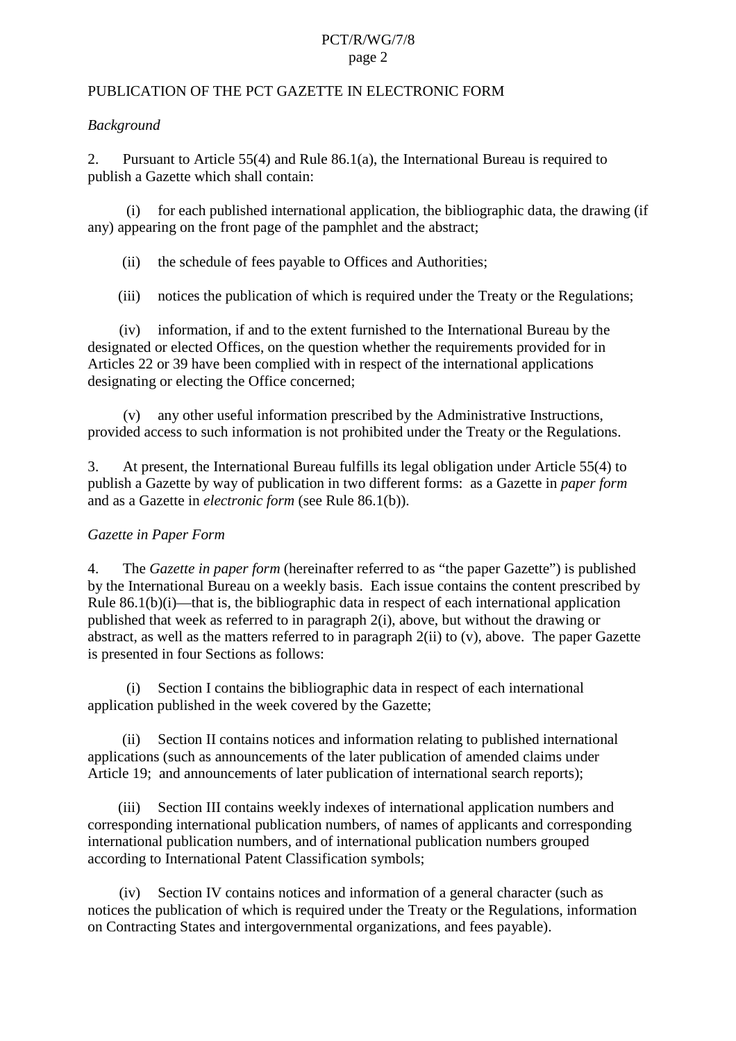PUBLICATION OF THE PCT GAZETTE IN ELECTRONIC FORM

*Background*

2. Pursuant to Article 55(4) and Rule 86.1(a), the International Bureau is required to publish a Gazette which shall contain:

(i) for each published international application, the bibliographic data, the drawing (if any) appearing on the front page of the pamphlet and the abstract;

(ii) the schedule of fees payable to Offices and Authorities;

(iii) notices the publication of which is required under the Treaty or the Regulations;

(iv) information, if and to the extent furnished to the International Bureau by the designated or elected Offices, on the question whether the requirements provided for in Articles 22 or 39 have been complied with in respect of the international applications designating or electing the Office concerned;

(v) any other useful information prescribed by the Administrative Instructions, provided access to such information is not prohibited under the Treaty or the Regulations.

3. At present, the International Bureau fulfills its legal obligation under Article 55(4) to publish a Gazette by way of publication in two different forms: as a Gazette in *paper form* and as a Gazette in *electronic form* (see Rule 86.1(b)).

*Gazette in Paper Form*

4. The *Gazette in paper form* (hereinafter referred to as “the paper Gazette”) is published by the International Bureau on a weekly basis. Each issue contains the content prescribed by Rule 86.1(b)(i)—that is, the bibliographic data in respect of each international application published that week as referred to in paragraph 2(i), above, but without the drawing or abstract, as well as the matters referred to in paragraph 2(ii) to (v), above. The paper Gazette is presented in four Sections as follows:

(i) Section I contains the bibliographic data in respect of each international application published in the week covered by the Gazette;

(ii) Section II contains notices and information relating to published international applications (such as announcements of the later publication of amended claims under Article 19; and announcements of later publication of international search reports);

(iii) Section III contains weekly indexes of international application numbers and corresponding international publication numbers, of names of applicants and corresponding international publication numbers, and of international publication numbers grouped according to International Patent Classification symbols;

(iv) Section IV contains notices and information of a general character (such as notices the publication of which is required under the Treaty or the Regulations, information on Contracting States and intergovernmental organizations, and fees payable).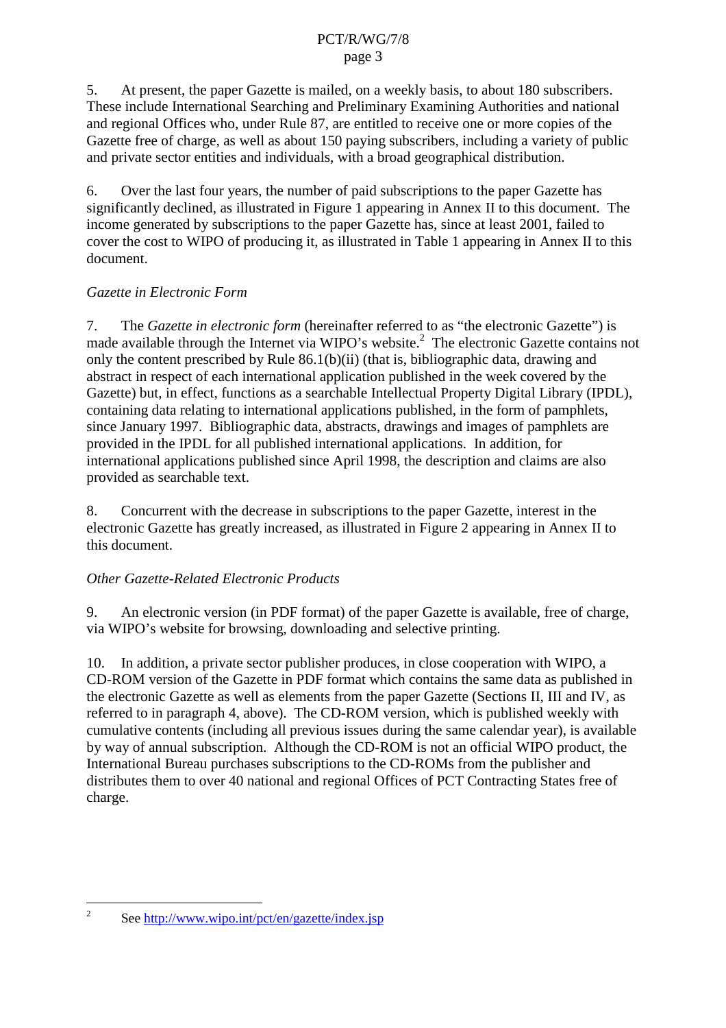5. At present, the paper Gazette is mailed, on a weekly basis, to about 180 subscribers. These include International Searching and Preliminary Examining Authorities and national and regional Offices who, under Rule 87, are entitled to receive one or more copies of the Gazette free of charge, as well as about 150 paying subscribers, including a variety of public and private sector entities and individuals, with a broad geographical distribution.

6. Over the last four years, the number of paid subscriptions to the paper Gazette has significantly declined, as illustrated in Figure 1 appearing in Annex II to this document. The income generated by subscriptions to the paper Gazette has, since at least 2001, failed to cover the cost to WIPO of producing it, as illustrated in Table 1 appearing in Annex II to this document.

*Gazette in Electronic Form*

7. The *Gazette in electronic form* (hereinafter referred to as "the electronic Gazette") is made available through the Internet via WIPO's website.[2] The electronic Gazette contains not only the content prescribed by Rule 86.1(b)(ii) (that is, bibliographic data, drawing and abstract in respect of each international application published in the week covered by the Gazette) but, in effect, functions as a searchable Intellectual Property Digital Library (IPDL), containing data relating to international applications published, in the form of pamphlets, since January 1997. Bibliographic data, abstracts, drawings and images of pamphlets are provided in the IPDL for all published international applications. In addition, for international applications published since April 1998, the description and claims are also provided as searchable text.

8. Concurrent with the decrease in subscriptions to the paper Gazette, interest in the electronic Gazette has greatly increased, as illustrated in Figure 2 appearing in Annex II to this document.

*Other Gazette-Related Electronic Products*

9. An electronic version (in PDF format) of the paper Gazette is available, free of charge, via WIPO's website for browsing, downloading and selective printing.

10. In addition, a private sector publisher produces, in close cooperation with WIPO, a CD-ROM version of the Gazette in PDF format which contains the same data as published in the electronic Gazette as well as elements from the paper Gazette (Sections II, III and IV, as referred to in paragraph 4, above). The CD-ROM version, which is published weekly with cumulative contents (including all previous issues during the same calendar year), is available by way of annual subscription. Although the CD-ROM is not an official WIPO product, the International Bureau purchases subscriptions to the CD-ROMs from the publisher and distributes them to over 40 national and regional Offices of PCT Contracting States free of charge.

---

[2] See http://www.wipo.int/pct/en/gazette/index.jsp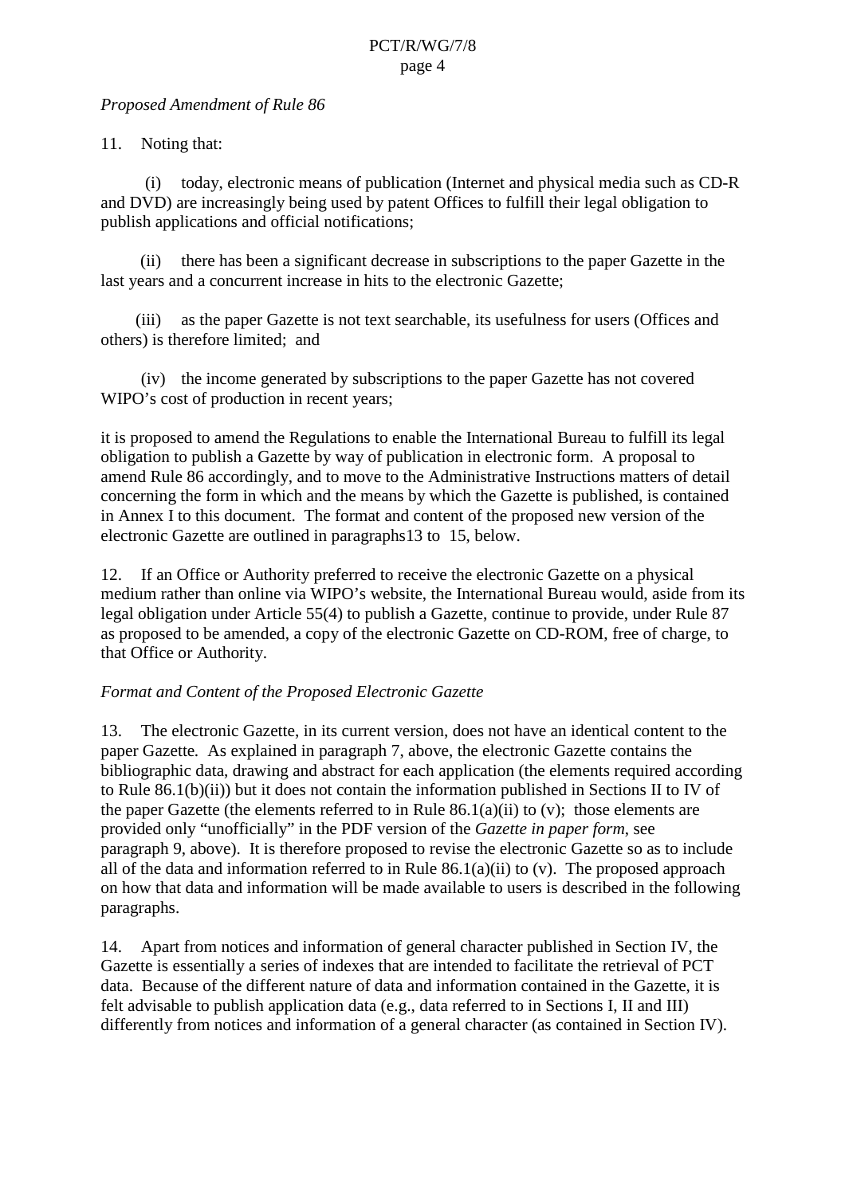*Proposed Amendment of Rule 86*

11. Noting that:

(i) today, electronic means of publication (Internet and physical media such as CD-R and DVD) are increasingly being used by patent Offices to fulfill their legal obligation to publish applications and official notifications;

(ii) there has been a significant decrease in subscriptions to the paper Gazette in the last years and a concurrent increase in hits to the electronic Gazette;

(iii) as the paper Gazette is not text searchable, its usefulness for users (Offices and others) is therefore limited; and

(iv) the income generated by subscriptions to the paper Gazette has not covered WIPO's cost of production in recent years;

it is proposed to amend the Regulations to enable the International Bureau to fulfill its legal obligation to publish a Gazette by way of publication in electronic form. A proposal to amend Rule 86 accordingly, and to move to the Administrative Instructions matters of detail concerning the form in which and the means by which the Gazette is published, is contained in Annex I to this document. The format and content of the proposed new version of the electronic Gazette are outlined in paragraphs13 to 15, below.

12. If an Office or Authority preferred to receive the electronic Gazette on a physical medium rather than online via WIPO's website, the International Bureau would, aside from its legal obligation under Article 55(4) to publish a Gazette, continue to provide, under Rule 87 as proposed to be amended, a copy of the electronic Gazette on CD-ROM, free of charge, to that Office or Authority.

*Format and Content of the Proposed Electronic Gazette*

13. The electronic Gazette, in its current version, does not have an identical content to the paper Gazette. As explained in paragraph 7, above, the electronic Gazette contains the bibliographic data, drawing and abstract for each application (the elements required according to Rule 86.1(b)(ii)) but it does not contain the information published in Sections II to IV of the paper Gazette (the elements referred to in Rule 86.1(a)(ii) to (v); those elements are provided only "unofficially" in the PDF version of the *Gazette in paper form*, see paragraph 9, above). It is therefore proposed to revise the electronic Gazette so as to include all of the data and information referred to in Rule 86.1(a)(ii) to (v). The proposed approach on how that data and information will be made available to users is described in the following paragraphs.

14. Apart from notices and information of general character published in Section IV, the Gazette is essentially a series of indexes that are intended to facilitate the retrieval of PCT data. Because of the different nature of data and information contained in the Gazette, it is felt advisable to publish application data (e.g., data referred to in Sections I, II and III) differently from notices and information of a general character (as contained in Section IV).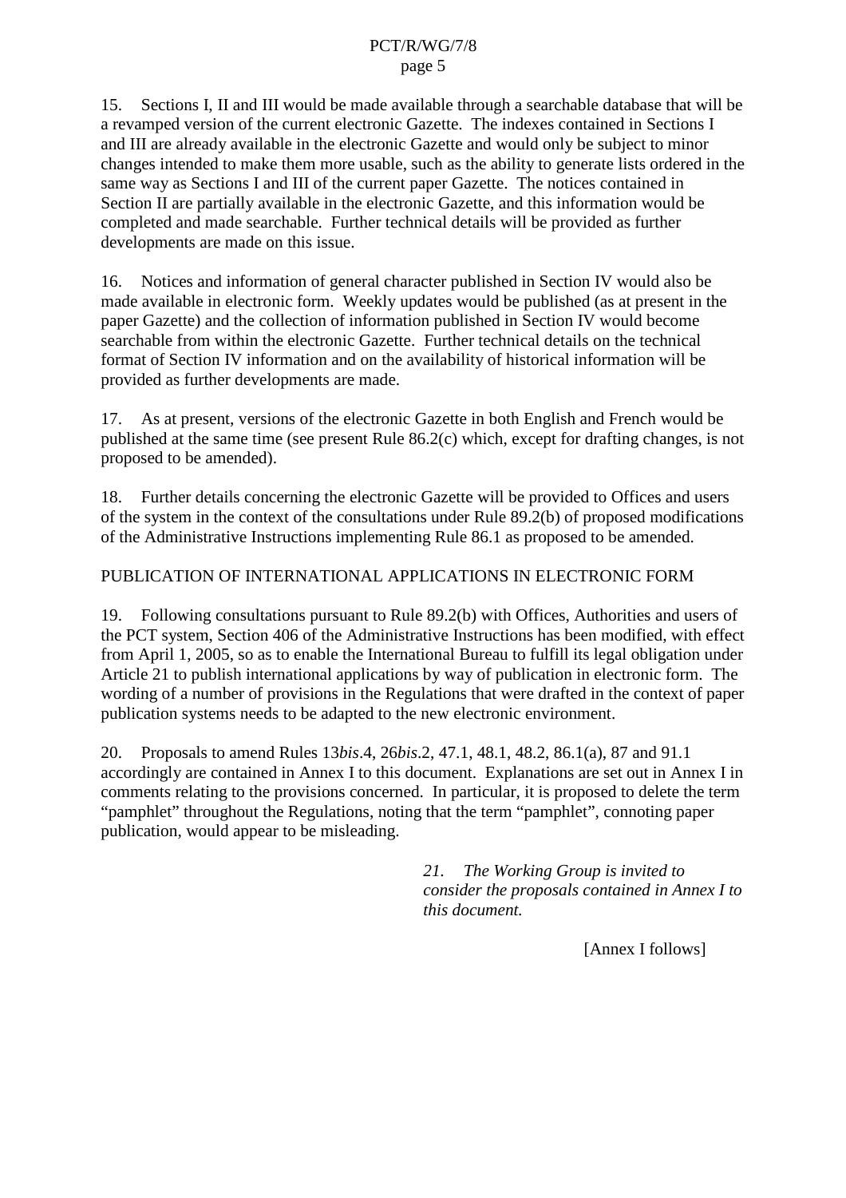15. Sections I, II and III would be made available through a searchable database that will be a revamped version of the current electronic Gazette. The indexes contained in Sections I and III are already available in the electronic Gazette and would only be subject to minor changes intended to make them more usable, such as the ability to generate lists ordered in the same way as Sections I and III of the current paper Gazette. The notices contained in Section II are partially available in the electronic Gazette, and this information would be completed and made searchable. Further technical details will be provided as further developments are made on this issue.

16. Notices and information of general character published in Section IV would also be made available in electronic form. Weekly updates would be published (as at present in the paper Gazette) and the collection of information published in Section IV would become searchable from within the electronic Gazette. Further technical details on the technical format of Section IV information and on the availability of historical information will be provided as further developments are made.

17. As at present, versions of the electronic Gazette in both English and French would be published at the same time (see present Rule 86.2(c) which, except for drafting changes, is not proposed to be amended).

18. Further details concerning the electronic Gazette will be provided to Offices and users of the system in the context of the consultations under Rule 89.2(b) of proposed modifications of the Administrative Instructions implementing Rule 86.1 as proposed to be amended.

PUBLICATION OF INTERNATIONAL APPLICATIONS IN ELECTRONIC FORM

19. Following consultations pursuant to Rule 89.2(b) with Offices, Authorities and users of the PCT system, Section 406 of the Administrative Instructions has been modified, with effect from April 1, 2005, so as to enable the International Bureau to fulfill its legal obligation under Article 21 to publish international applications by way of publication in electronic form. The wording of a number of provisions in the Regulations that were drafted in the context of paper publication systems needs to be adapted to the new electronic environment.

20. Proposals to amend Rules 13*bis*.4, 26*bis*.2, 47.1, 48.1, 48.2, 86.1(a), 87 and 91.1 accordingly are contained in Annex I to this document. Explanations are set out in Annex I in comments relating to the provisions concerned. In particular, it is proposed to delete the term "pamphlet" throughout the Regulations, noting that the term "pamphlet", connoting paper publication, would appear to be misleading.

*21. The Working Group is invited to consider the proposals contained in Annex I to this document.*

[Annex I follows]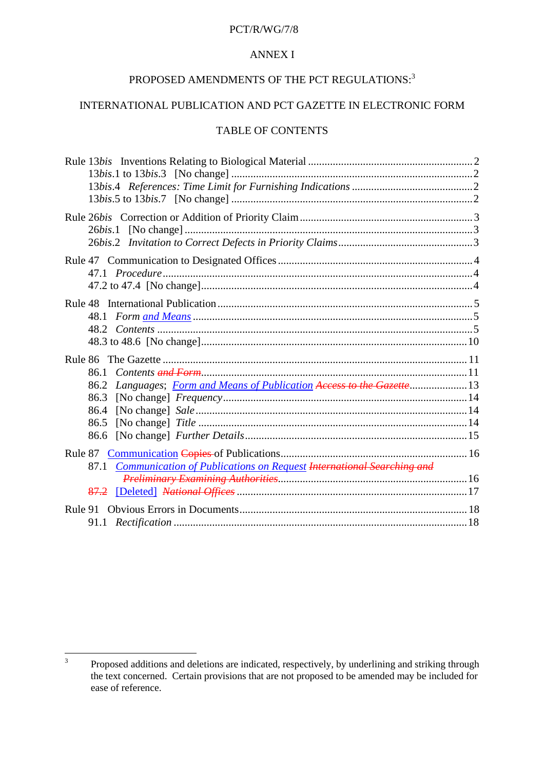PCT/R/WG/7/8

ANNEX I

# PROPOSED AMENDMENTS OF THE PCT REGULATIONS:[3]

## INTERNATIONAL PUBLICATION AND PCT GAZETTE IN ELECTRONIC FORM

### TABLE OF CONTENTS

Rule 13*bis* Inventions Relating to Biological Material .......... 2
  13*bis*.1 to 13*bis*.3 [No change] .......... 2
  13*bis*.4 *References: Time Limit for Furnishing Indications* .......... 2
  13*bis*.5 to 13*bis*.7 [No change] .......... 2

Rule 26*bis* Correction or Addition of Priority Claim .......... 3
  26*bis*.1 [No change] .......... 3
  26*bis*.2 *Invitation to Correct Defects in Priority Claims* .......... 3

Rule 47 Communication to Designated Offices .......... 4
  47.1 *Procedure* .......... 4
  47.2 to 47.4 [No change] .......... 4

Rule 48 International Publication .......... 5
  48.1 *Form <u>and Means</u>* .......... 5
  48.2 *Contents* .......... 5
  48.3 to 48.6 [No change] .......... 10

Rule 86 The Gazette .......... 11
  86.1 *Contents ~~and Form~~* .......... 11
  86.2 *Languages*; <u>*Form and Means of Publication*</u> ~~*Access to the Gazette*~~ .......... 13
  86.3 [No change] *Frequency* .......... 14
  86.4 [No change] *Sale* .......... 14
  86.5 [No change] *Title* .......... 14
  86.6 [No change] *Further Details* .......... 15

Rule 87 <u>Communication</u> ~~Copies~~ of Publications .......... 16
  87.1 <u>*Communication of Publications on Request*</u> ~~*International Searching and Preliminary Examining Authorities*~~ .......... 16
  ~~87.2~~ <u>[Deleted]</u> ~~*National Offices*~~ .......... 17

Rule 91 Obvious Errors in Documents .......... 18
  91.1 *Rectification* .......... 18

---

[3] Proposed additions and deletions are indicated, respectively, by underlining and striking through the text concerned. Certain provisions that are not proposed to be amended may be included for ease of reference.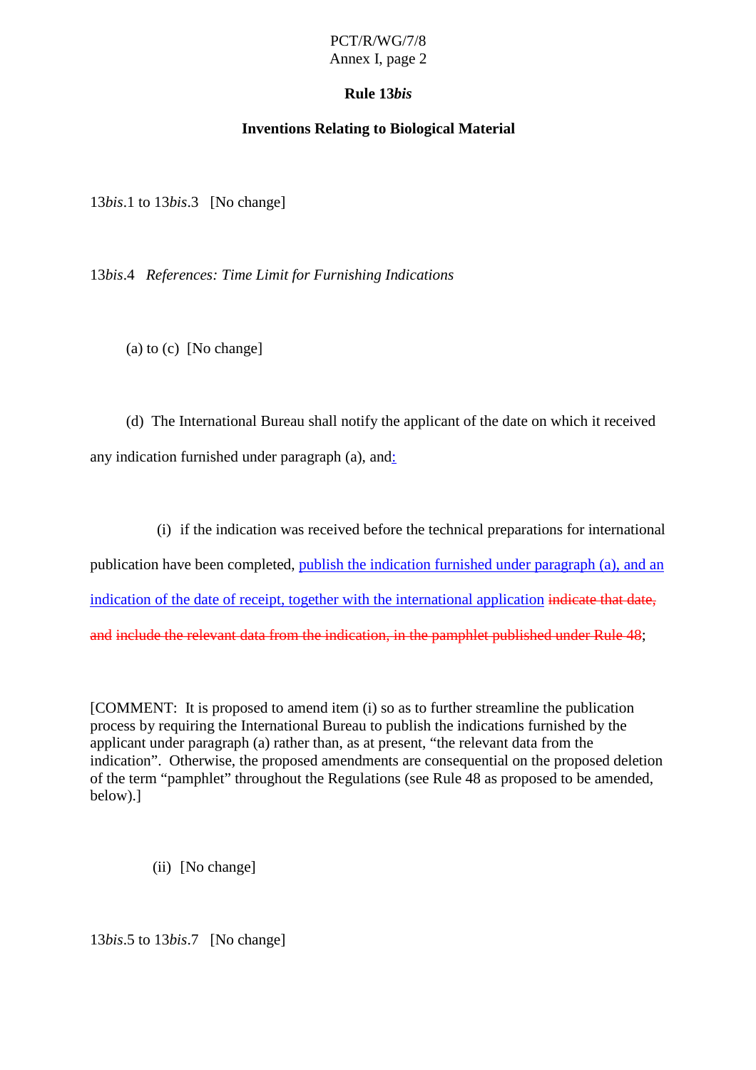### Rule 13*bis*

### Inventions Relating to Biological Material

13*bis*.1 to 13*bis*.3 [No change]

13*bis*.4 *References: Time Limit for Furnishing Indications*

(a) to (c) [No change]

(d) The International Bureau shall notify the applicant of the date on which it received any indication furnished under paragraph (a), and:

(i) if the indication was received before the technical preparations for international publication have been completed, publish the indication furnished under paragraph (a), and an indication of the date of receipt, together with the international application ~~indicate that date, and include the relevant data from the indication, in the pamphlet published under Rule 48~~;

[COMMENT: It is proposed to amend item (i) so as to further streamline the publication process by requiring the International Bureau to publish the indications furnished by the applicant under paragraph (a) rather than, as at present, "the relevant data from the indication". Otherwise, the proposed amendments are consequential on the proposed deletion of the term "pamphlet" throughout the Regulations (see Rule 48 as proposed to be amended, below).]

(ii) [No change]

13*bis*.5 to 13*bis*.7 [No change]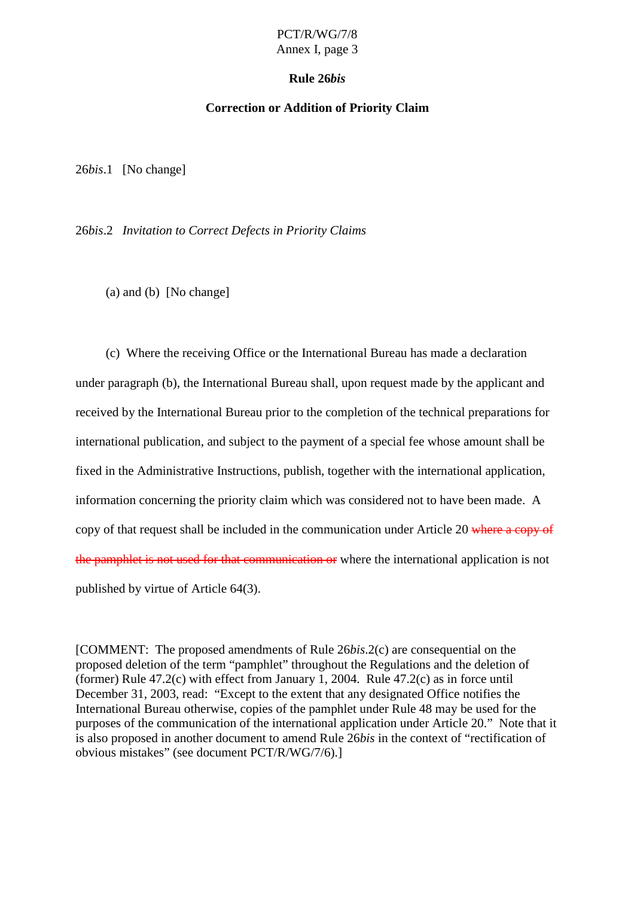**Rule 26*bis***

**Correction or Addition of Priority Claim**

26*bis*.1 [No change]

26*bis*.2 *Invitation to Correct Defects in Priority Claims*

(a) and (b) [No change]

(c) Where the receiving Office or the International Bureau has made a declaration under paragraph (b), the International Bureau shall, upon request made by the applicant and received by the International Bureau prior to the completion of the technical preparations for international publication, and subject to the payment of a special fee whose amount shall be fixed in the Administrative Instructions, publish, together with the international application, information concerning the priority claim which was considered not to have been made. A copy of that request shall be included in the communication under Article 20 ~~where a copy of the pamphlet is not used for that communication or~~ where the international application is not published by virtue of Article 64(3).

[COMMENT: The proposed amendments of Rule 26*bis*.2(c) are consequential on the proposed deletion of the term "pamphlet" throughout the Regulations and the deletion of (former) Rule 47.2(c) with effect from January 1, 2004. Rule 47.2(c) as in force until December 31, 2003, read: "Except to the extent that any designated Office notifies the International Bureau otherwise, copies of the pamphlet under Rule 48 may be used for the purposes of the communication of the international application under Article 20." Note that it is also proposed in another document to amend Rule 26*bis* in the context of "rectification of obvious mistakes" (see document PCT/R/WG/7/6).]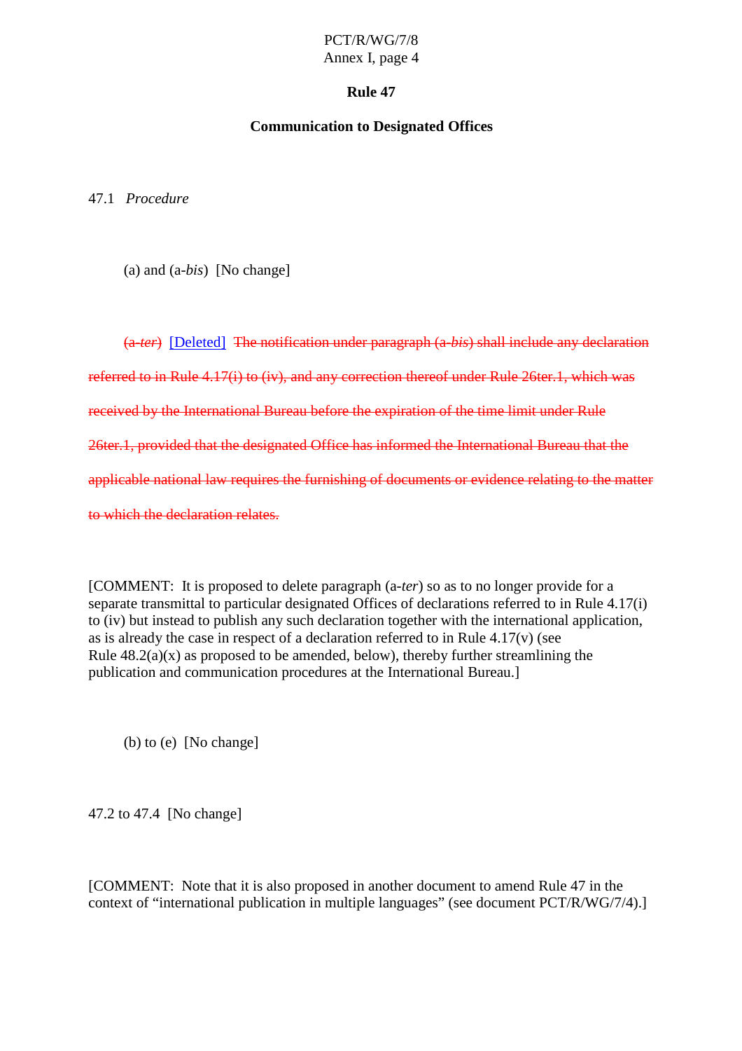# Rule 47

## Communication to Designated Offices

47.1 *Procedure*

(a) and (a-*bis*) [No change]

~~(a-*ter*)~~ [Deleted] ~~The notification under paragraph (a-*bis*) shall include any declaration referred to in Rule 4.17(i) to (iv), and any correction thereof under Rule 26ter.1, which was received by the International Bureau before the expiration of the time limit under Rule 26ter.1, provided that the designated Office has informed the International Bureau that the applicable national law requires the furnishing of documents or evidence relating to the matter to which the declaration relates.~~

[COMMENT: It is proposed to delete paragraph (a-*ter*) so as to no longer provide for a separate transmittal to particular designated Offices of declarations referred to in Rule 4.17(i) to (iv) but instead to publish any such declaration together with the international application, as is already the case in respect of a declaration referred to in Rule 4.17(v) (see Rule 48.2(a)(x) as proposed to be amended, below), thereby further streamlining the publication and communication procedures at the International Bureau.]

(b) to (e) [No change]

47.2 to 47.4 [No change]

[COMMENT: Note that it is also proposed in another document to amend Rule 47 in the context of "international publication in multiple languages" (see document PCT/R/WG/7/4).]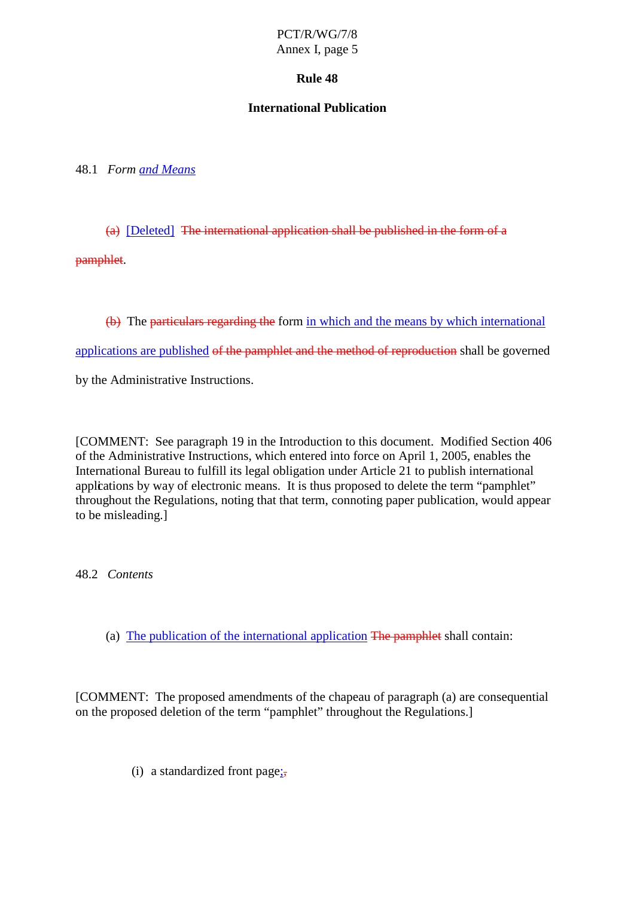## Rule 48

## International Publication

48.1 *Form and Means*

(a) [Deleted] ~~The international application shall be published in the form of a pamphlet~~.

~~(b)~~ The ~~particulars regarding the~~ form in which and the means by which international applications are published ~~of the pamphlet and the method of reproduction~~ shall be governed by the Administrative Instructions.

[COMMENT: See paragraph 19 in the Introduction to this document. Modified Section 406 of the Administrative Instructions, which entered into force on April 1, 2005, enables the International Bureau to fulfill its legal obligation under Article 21 to publish international applications by way of electronic means. It is thus proposed to delete the term "pamphlet" throughout the Regulations, noting that that term, connoting paper publication, would appear to be misleading.]

48.2 *Contents*

(a) The publication of the international application ~~The pamphlet~~ shall contain:

[COMMENT: The proposed amendments of the chapeau of paragraph (a) are consequential on the proposed deletion of the term "pamphlet" throughout the Regulations.]

(i) a standardized front page;~~,~~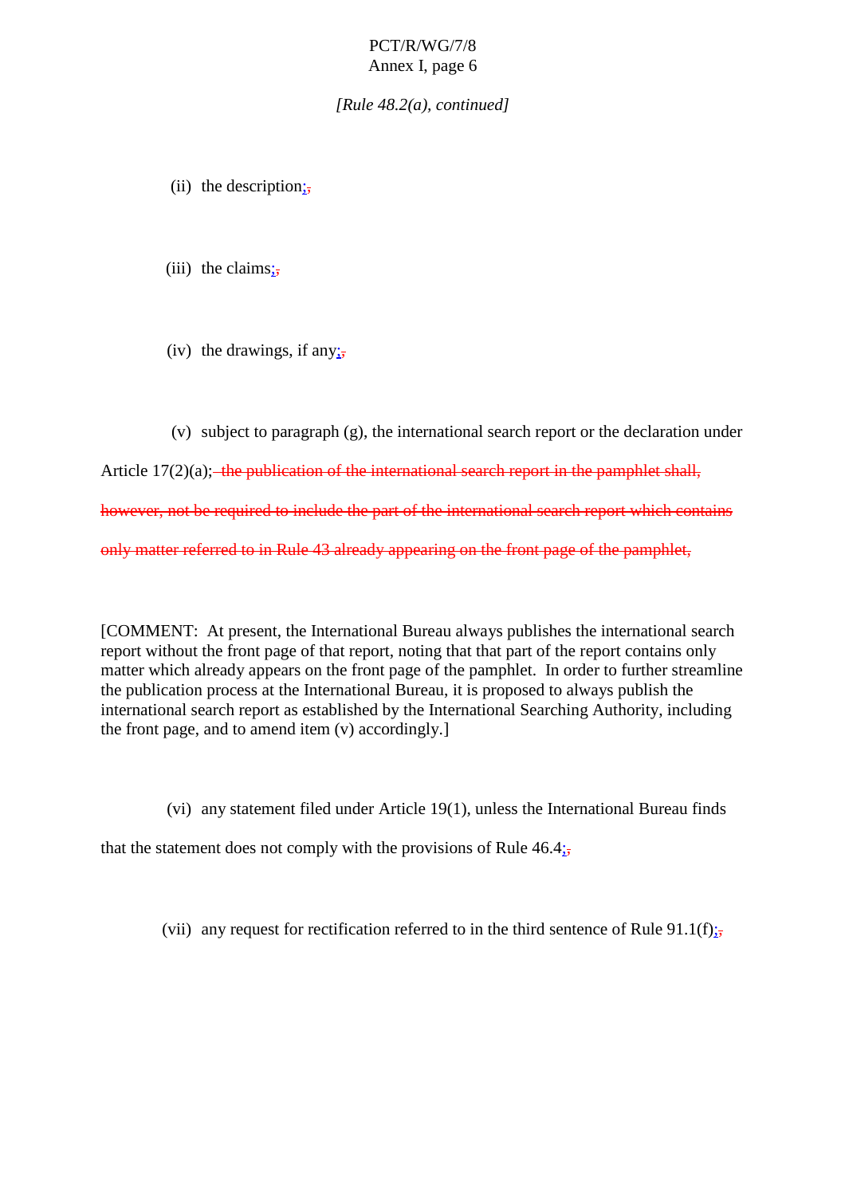*[Rule 48.2(a), continued]*

(ii) the description;~~,~~

(iii) the claims;~~,~~

(iv) the drawings, if any;~~,~~

(v) subject to paragraph (g), the international search report or the declaration under Article 17(2)(a);~~ the publication of the international search report in the pamphlet shall, however, not be required to include the part of the international search report which contains only matter referred to in Rule 43 already appearing on the front page of the pamphlet,~~

[COMMENT: At present, the International Bureau always publishes the international search report without the front page of that report, noting that that part of the report contains only matter which already appears on the front page of the pamphlet. In order to further streamline the publication process at the International Bureau, it is proposed to always publish the international search report as established by the International Searching Authority, including the front page, and to amend item (v) accordingly.]

(vi) any statement filed under Article 19(1), unless the International Bureau finds that the statement does not comply with the provisions of Rule 46.4;~~,~~

(vii) any request for rectification referred to in the third sentence of Rule 91.1(f);~~,~~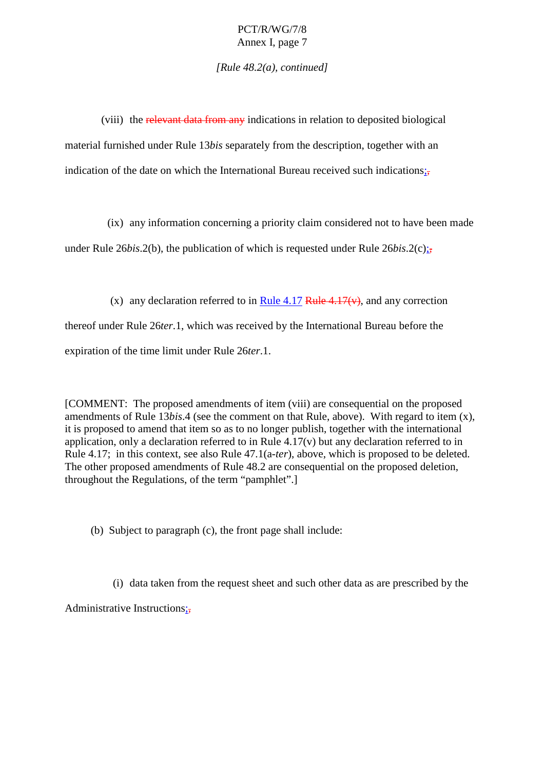*[Rule 48.2(a), continued]*

(viii) the ~~relevant data from any~~ indications in relation to deposited biological material furnished under Rule 13*bis* separately from the description, together with an indication of the date on which the International Bureau received such indications;~~,~~

(ix) any information concerning a priority claim considered not to have been made under Rule 26*bis*.2(b), the publication of which is requested under Rule 26*bis*.2(c);~~,~~

(x) any declaration referred to in Rule 4.17 ~~Rule 4.17(v)~~, and any correction thereof under Rule 26*ter*.1, which was received by the International Bureau before the expiration of the time limit under Rule 26*ter*.1.

[COMMENT: The proposed amendments of item (viii) are consequential on the proposed amendments of Rule 13*bis*.4 (see the comment on that Rule, above). With regard to item (x), it is proposed to amend that item so as to no longer publish, together with the international application, only a declaration referred to in Rule 4.17(v) but any declaration referred to in Rule 4.17; in this context, see also Rule 47.1(a-*ter*), above, which is proposed to be deleted. The other proposed amendments of Rule 48.2 are consequential on the proposed deletion, throughout the Regulations, of the term "pamphlet".]

(b) Subject to paragraph (c), the front page shall include:

(i) data taken from the request sheet and such other data as are prescribed by the Administrative Instructions;~~,~~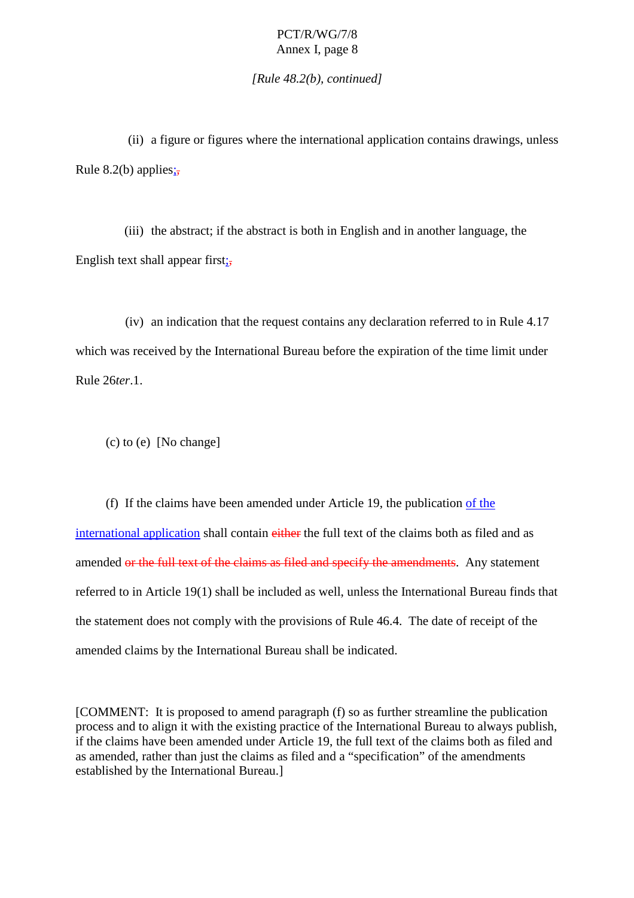*[Rule 48.2(b), continued]*

(ii) a figure or figures where the international application contains drawings, unless Rule 8.2(b) applies;~~,~~

(iii) the abstract; if the abstract is both in English and in another language, the English text shall appear first;~~,~~

(iv) an indication that the request contains any declaration referred to in Rule 4.17 which was received by the International Bureau before the expiration of the time limit under Rule 26*ter*.1.

(c) to (e) [No change]

(f) If the claims have been amended under Article 19, the publication <u>of the international application</u> shall contain ~~either~~ the full text of the claims both as filed and as amended ~~or the full text of the claims as filed and specify the amendments~~. Any statement referred to in Article 19(1) shall be included as well, unless the International Bureau finds that the statement does not comply with the provisions of Rule 46.4. The date of receipt of the amended claims by the International Bureau shall be indicated.

[COMMENT: It is proposed to amend paragraph (f) so as further streamline the publication process and to align it with the existing practice of the International Bureau to always publish, if the claims have been amended under Article 19, the full text of the claims both as filed and as amended, rather than just the claims as filed and a "specification" of the amendments established by the International Bureau.]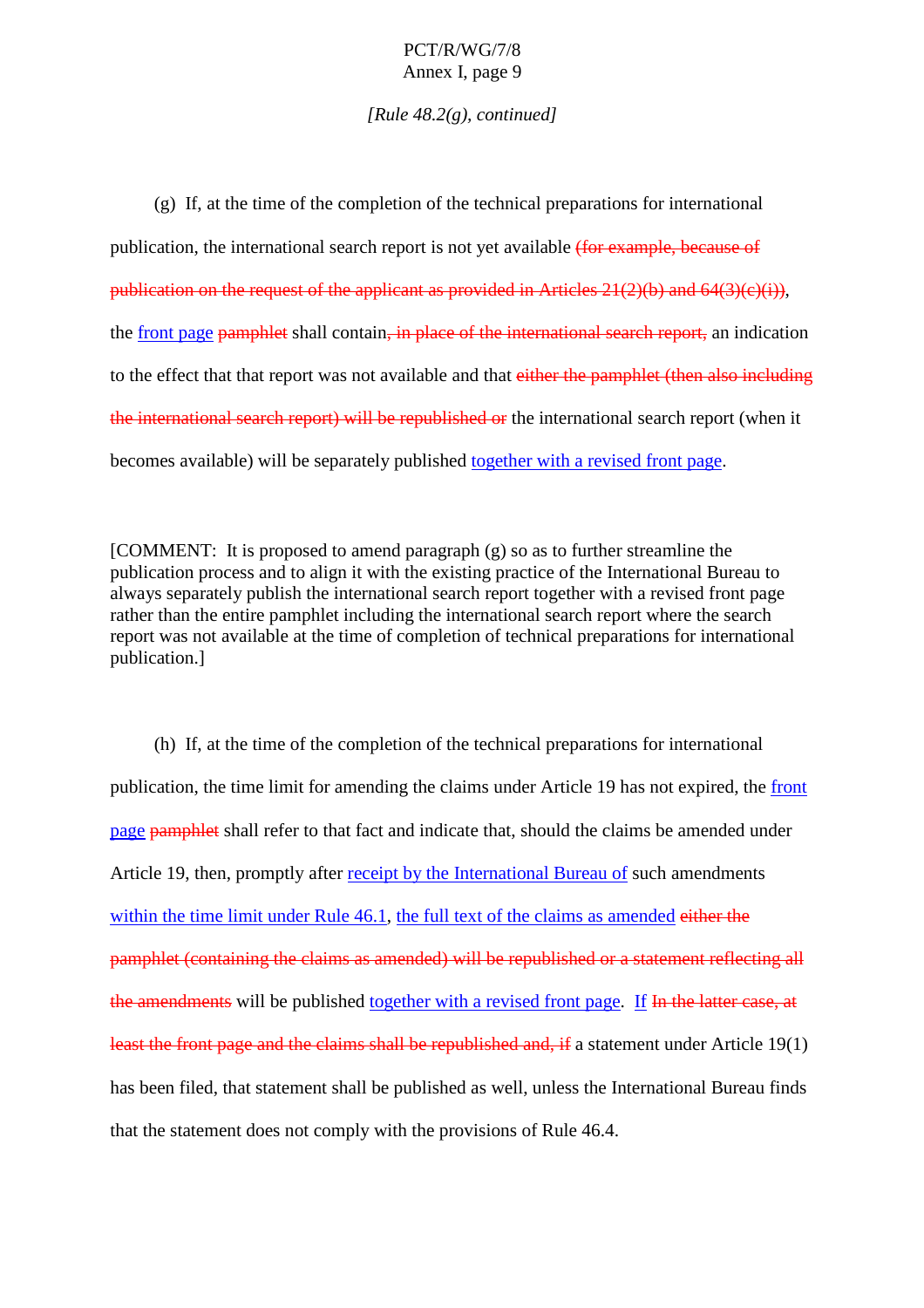*[Rule 48.2(g), continued]*

(g) If, at the time of the completion of the technical preparations for international publication, the international search report is not yet available ~~(for example, because of publication on the request of the applicant as provided in Articles 21(2)(b) and 64(3)(c)(i))~~, the <u>front page</u> ~~pamphlet~~ shall contain~~, in place of the international search report,~~ an indication to the effect that that report was not available and that ~~either the pamphlet (then also including the international search report) will be republished or~~ the international search report (when it becomes available) will be separately published <u>together with a revised front page</u>.

[COMMENT: It is proposed to amend paragraph (g) so as to further streamline the publication process and to align it with the existing practice of the International Bureau to always separately publish the international search report together with a revised front page rather than the entire pamphlet including the international search report where the search report was not available at the time of completion of technical preparations for international publication.]

(h) If, at the time of the completion of the technical preparations for international publication, the time limit for amending the claims under Article 19 has not expired, the <u>front page</u> ~~pamphlet~~ shall refer to that fact and indicate that, should the claims be amended under Article 19, then, promptly after <u>receipt by the International Bureau of</u> such amendments <u>within the time limit under Rule 46.1</u>, <u>the full text of the claims as amended</u> ~~either the pamphlet (containing the claims as amended) will be republished or a statement reflecting all the amendments~~ will be published <u>together with a revised front page</u>. <u>If</u> ~~In the latter case, at least the front page and the claims shall be republished and, if~~ a statement under Article 19(1) has been filed, that statement shall be published as well, unless the International Bureau finds that the statement does not comply with the provisions of Rule 46.4.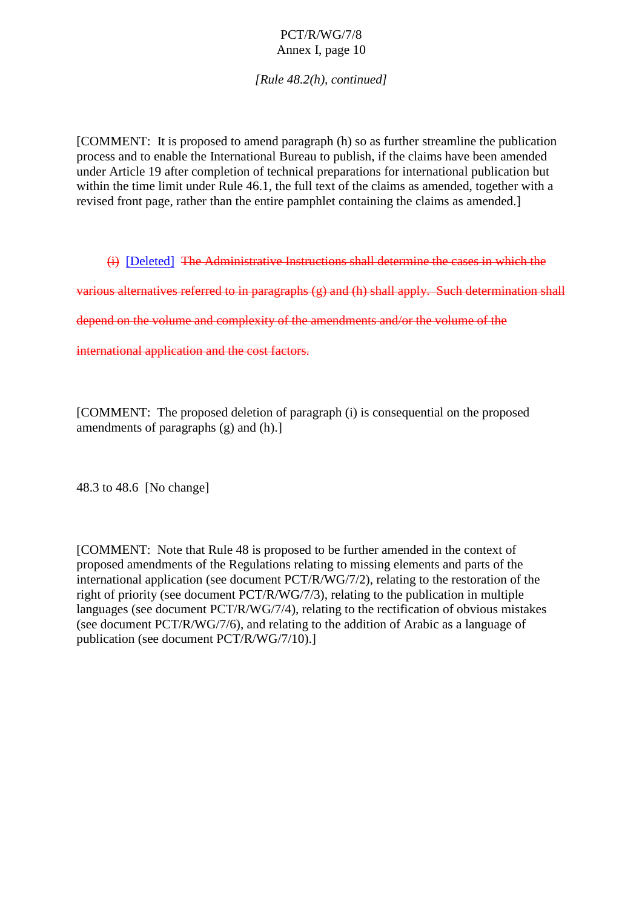*[Rule 48.2(h), continued]*

[COMMENT: It is proposed to amend paragraph (h) so as further streamline the publication process and to enable the International Bureau to publish, if the claims have been amended under Article 19 after completion of technical preparations for international publication but within the time limit under Rule 46.1, the full text of the claims as amended, together with a revised front page, rather than the entire pamphlet containing the claims as amended.]

~~(i)~~ [Deleted] ~~The Administrative Instructions shall determine the cases in which the various alternatives referred to in paragraphs (g) and (h) shall apply. Such determination shall depend on the volume and complexity of the amendments and/or the volume of the international application and the cost factors.~~

[COMMENT: The proposed deletion of paragraph (i) is consequential on the proposed amendments of paragraphs (g) and (h).]

48.3 to 48.6 [No change]

[COMMENT: Note that Rule 48 is proposed to be further amended in the context of proposed amendments of the Regulations relating to missing elements and parts of the international application (see document PCT/R/WG/7/2), relating to the restoration of the right of priority (see document PCT/R/WG/7/3), relating to the publication in multiple languages (see document PCT/R/WG/7/4), relating to the rectification of obvious mistakes (see document PCT/R/WG/7/6), and relating to the addition of Arabic as a language of publication (see document PCT/R/WG/7/10).]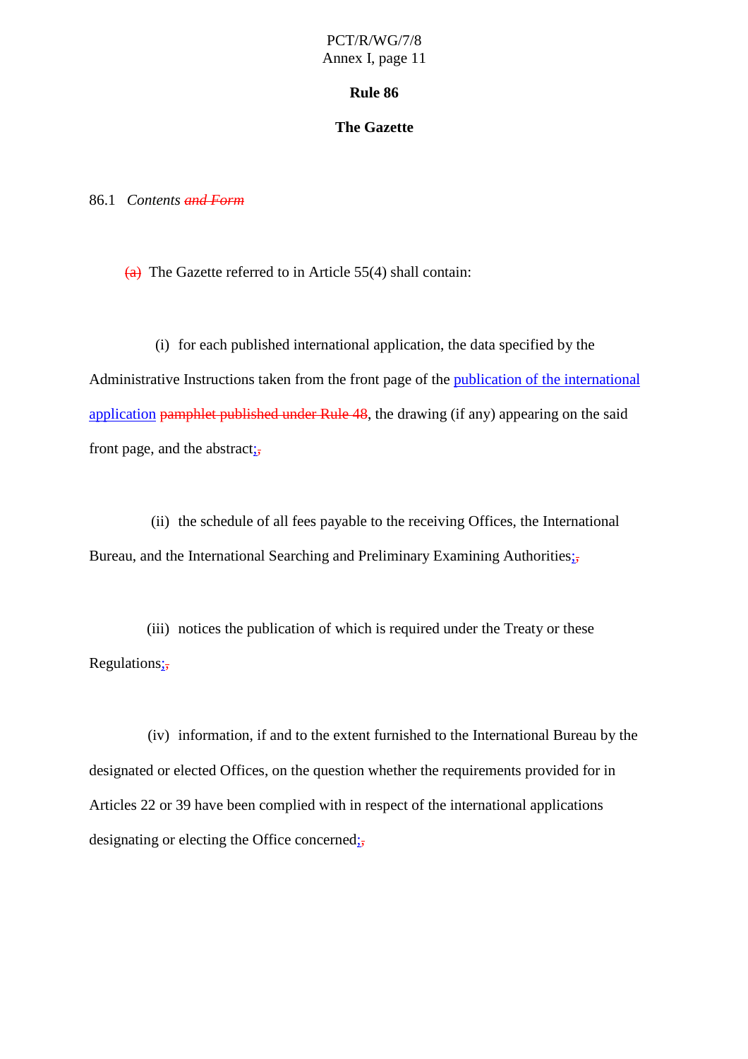# Rule 86

## The Gazette

86.1 *Contents* ~~*and Form*~~

~~(a)~~ The Gazette referred to in Article 55(4) shall contain:

(i) for each published international application, the data specified by the Administrative Instructions taken from the front page of the <u>publication of the international application</u> ~~pamphlet published under Rule 48~~, the drawing (if any) appearing on the said front page, and the abstract<u>;</u>~~,~~

(ii) the schedule of all fees payable to the receiving Offices, the International Bureau, and the International Searching and Preliminary Examining Authorities<u>;</u>~~,~~

(iii) notices the publication of which is required under the Treaty or these Regulations<u>;</u>~~,~~

(iv) information, if and to the extent furnished to the International Bureau by the designated or elected Offices, on the question whether the requirements provided for in Articles 22 or 39 have been complied with in respect of the international applications designating or electing the Office concerned<u>;</u>~~,~~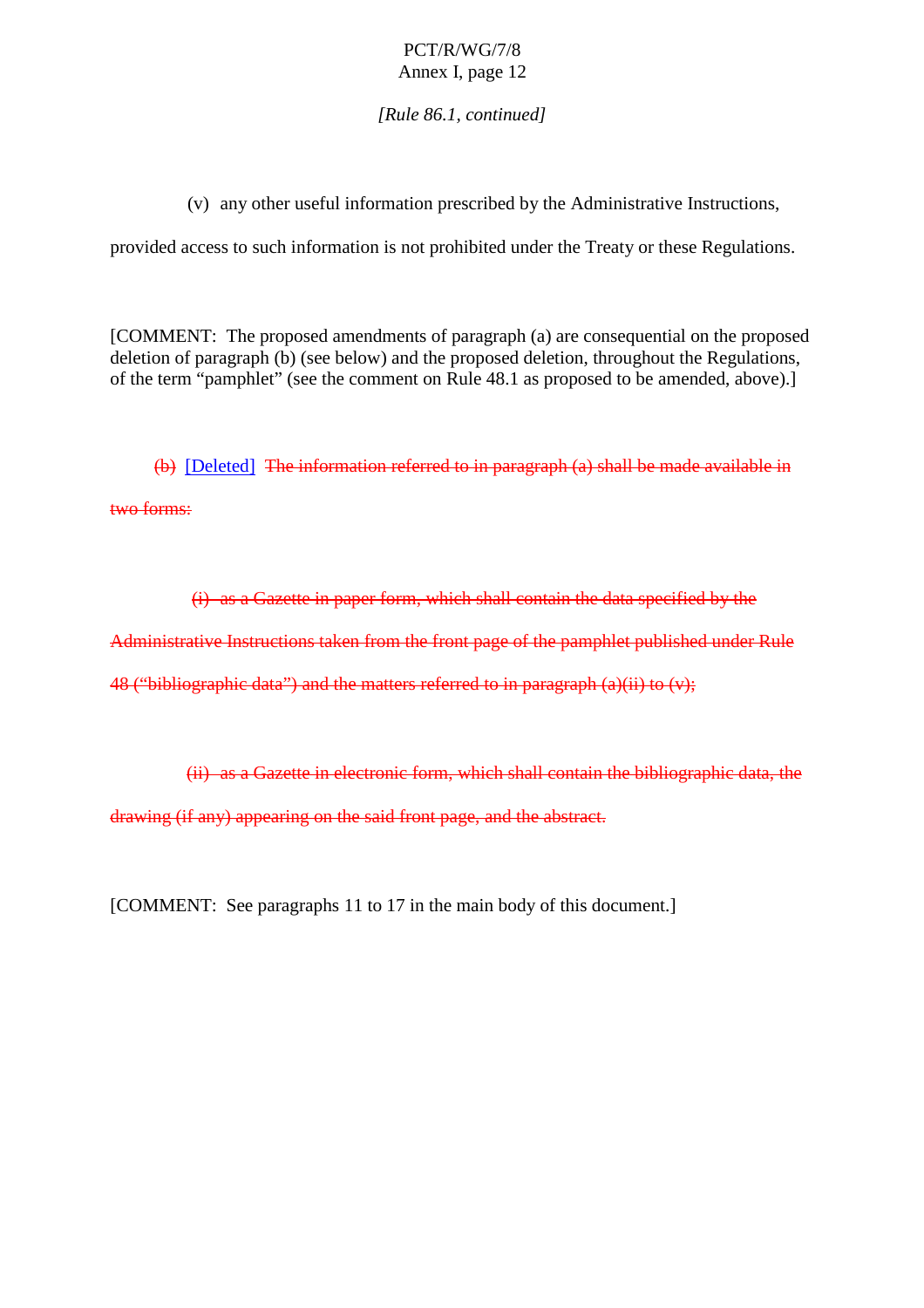*[Rule 86.1, continued]*

(v) any other useful information prescribed by the Administrative Instructions, provided access to such information is not prohibited under the Treaty or these Regulations.

[COMMENT: The proposed amendments of paragraph (a) are consequential on the proposed deletion of paragraph (b) (see below) and the proposed deletion, throughout the Regulations, of the term "pamphlet" (see the comment on Rule 48.1 as proposed to be amended, above).]

~~(b)~~ [Deleted] ~~The information referred to in paragraph (a) shall be made available in two forms:~~

~~(i) as a Gazette in paper form, which shall contain the data specified by the Administrative Instructions taken from the front page of the pamphlet published under Rule 48 ("bibliographic data") and the matters referred to in paragraph (a)(ii) to (v);~~

~~(ii) as a Gazette in electronic form, which shall contain the bibliographic data, the drawing (if any) appearing on the said front page, and the abstract.~~

[COMMENT: See paragraphs 11 to 17 in the main body of this document.]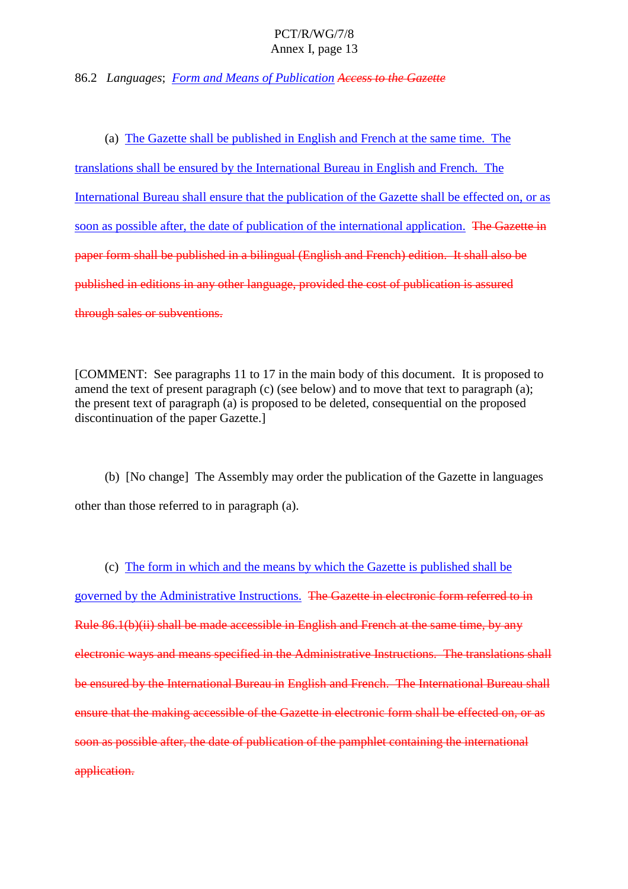86.2 *Languages*; *Form and Means of Publication* ~~*Access to the Gazette*~~

(a) The Gazette shall be published in English and French at the same time. The translations shall be ensured by the International Bureau in English and French. The International Bureau shall ensure that the publication of the Gazette shall be effected on, or as soon as possible after, the date of publication of the international application. ~~The Gazette in paper form shall be published in a bilingual (English and French) edition. It shall also be published in editions in any other language, provided the cost of publication is assured through sales or subventions.~~

[COMMENT: See paragraphs 11 to 17 in the main body of this document. It is proposed to amend the text of present paragraph (c) (see below) and to move that text to paragraph (a); the present text of paragraph (a) is proposed to be deleted, consequential on the proposed discontinuation of the paper Gazette.]

(b) [No change] The Assembly may order the publication of the Gazette in languages other than those referred to in paragraph (a).

(c) The form in which and the means by which the Gazette is published shall be governed by the Administrative Instructions. ~~The Gazette in electronic form referred to in Rule 86.1(b)(ii) shall be made accessible in English and French at the same time, by any electronic ways and means specified in the Administrative Instructions. The translations shall be ensured by the International Bureau in English and French. The International Bureau shall ensure that the making accessible of the Gazette in electronic form shall be effected on, or as soon as possible after, the date of publication of the pamphlet containing the international application.~~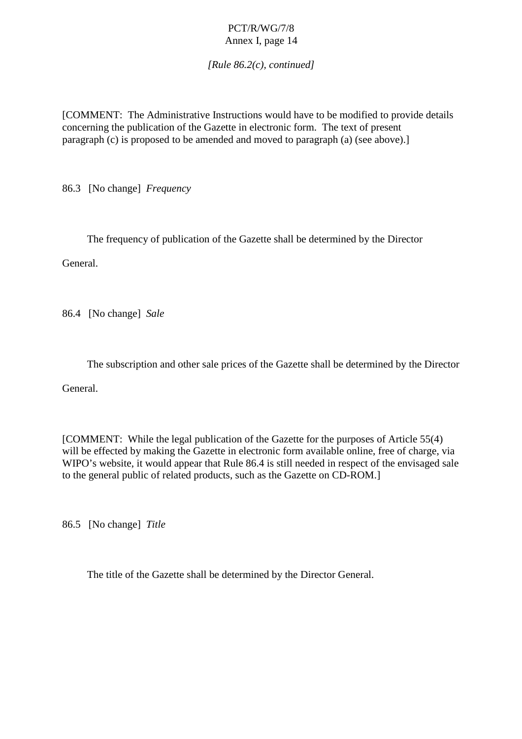*[Rule 86.2(c), continued]*

[COMMENT: The Administrative Instructions would have to be modified to provide details concerning the publication of the Gazette in electronic form. The text of present paragraph (c) is proposed to be amended and moved to paragraph (a) (see above).]

86.3 [No change] *Frequency*

The frequency of publication of the Gazette shall be determined by the Director General.

86.4 [No change] *Sale*

The subscription and other sale prices of the Gazette shall be determined by the Director General.

[COMMENT: While the legal publication of the Gazette for the purposes of Article 55(4) will be effected by making the Gazette in electronic form available online, free of charge, via WIPO's website, it would appear that Rule 86.4 is still needed in respect of the envisaged sale to the general public of related products, such as the Gazette on CD-ROM.]

86.5 [No change] *Title*

The title of the Gazette shall be determined by the Director General.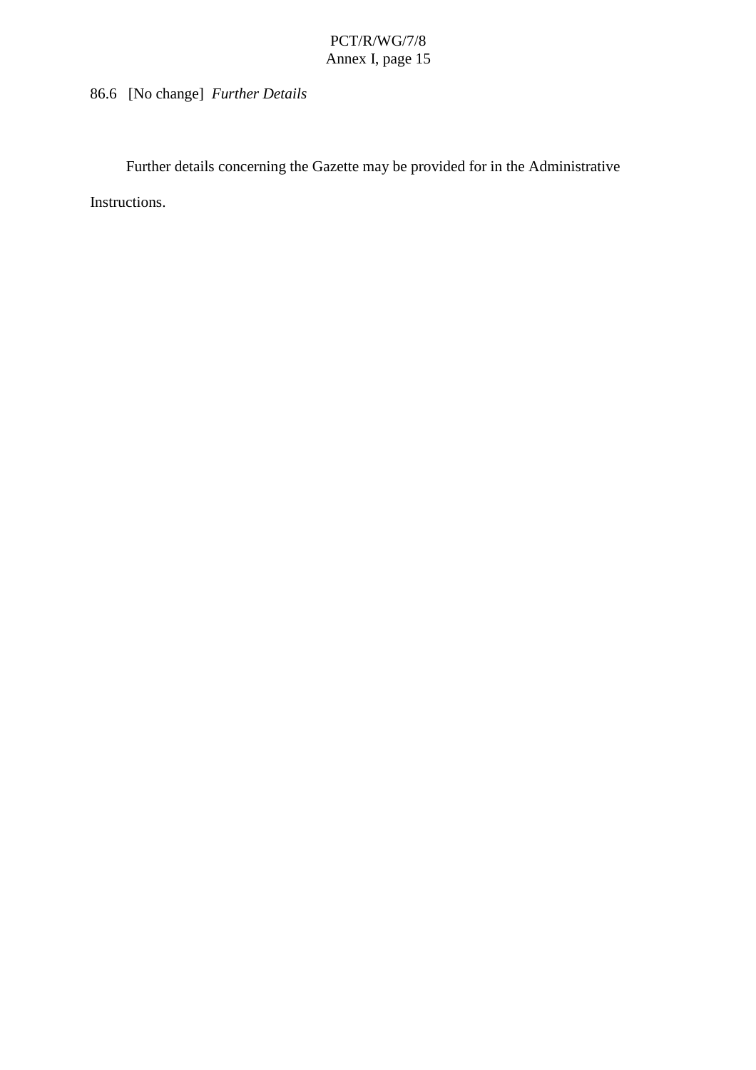86.6 [No change] *Further Details*

Further details concerning the Gazette may be provided for in the Administrative Instructions.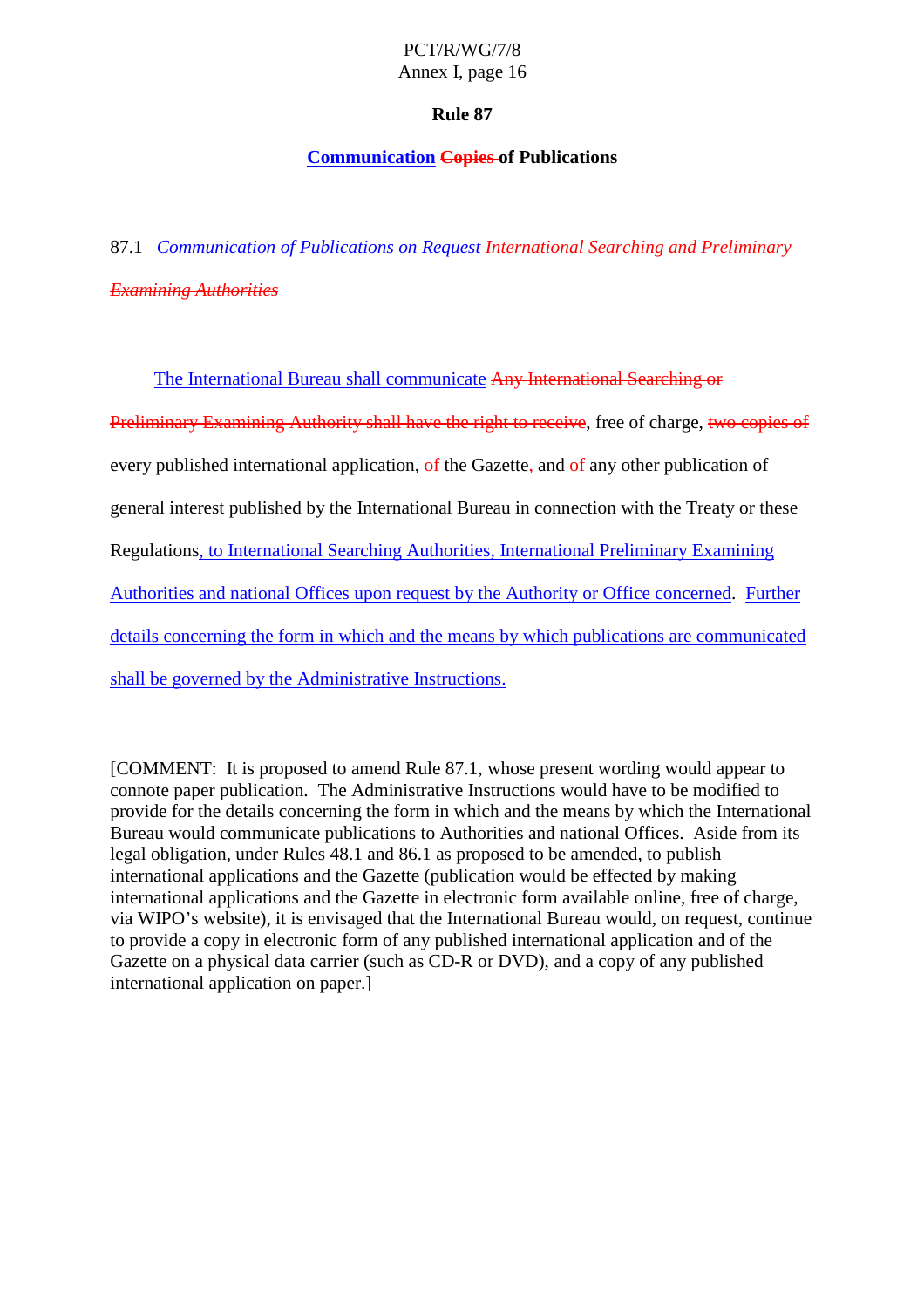# Rule 87

## Communication ~~Copies~~ of Publications

87.1 *Communication of Publications on Request* ~~*International Searching and Preliminary Examining Authorities*~~

The International Bureau shall communicate ~~Any International Searching or Preliminary Examining Authority shall have the right to receive~~, free of charge, ~~two copies of~~ every published international application, ~~of~~ the Gazette~~,~~ and ~~of~~ any other publication of general interest published by the International Bureau in connection with the Treaty or these Regulations, to International Searching Authorities, International Preliminary Examining Authorities and national Offices upon request by the Authority or Office concerned. Further details concerning the form in which and the means by which publications are communicated shall be governed by the Administrative Instructions.

[COMMENT: It is proposed to amend Rule 87.1, whose present wording would appear to connote paper publication. The Administrative Instructions would have to be modified to provide for the details concerning the form in which and the means by which the International Bureau would communicate publications to Authorities and national Offices. Aside from its legal obligation, under Rules 48.1 and 86.1 as proposed to be amended, to publish international applications and the Gazette (publication would be effected by making international applications and the Gazette in electronic form available online, free of charge, via WIPO's website), it is envisaged that the International Bureau would, on request, continue to provide a copy in electronic form of any published international application and of the Gazette on a physical data carrier (such as CD-R or DVD), and a copy of any published international application on paper.]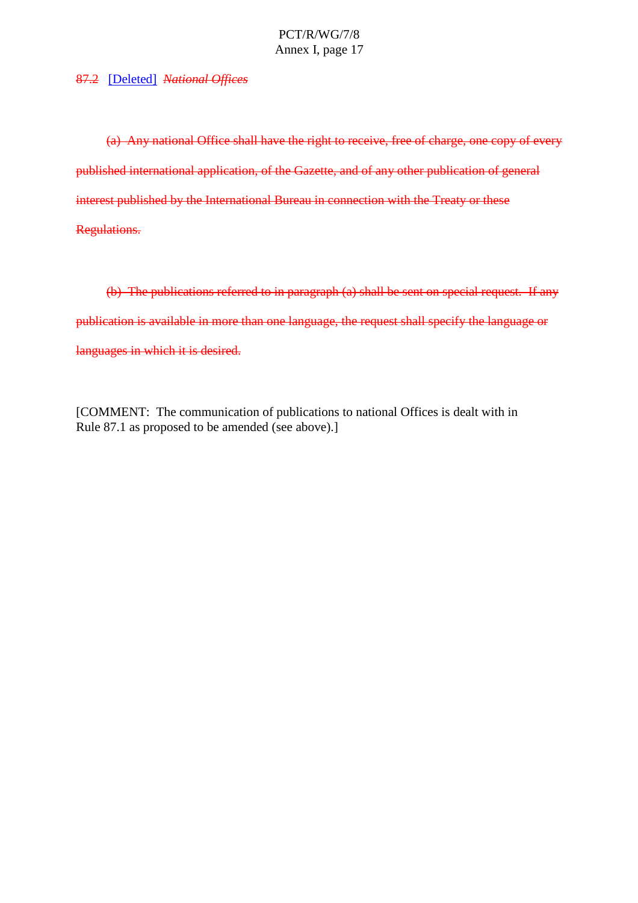~~87.2~~ [Deleted] ~~*National Offices*~~

~~(a) Any national Office shall have the right to receive, free of charge, one copy of every published international application, of the Gazette, and of any other publication of general interest published by the International Bureau in connection with the Treaty or these Regulations.~~

~~(b) The publications referred to in paragraph (a) shall be sent on special request. If any publication is available in more than one language, the request shall specify the language or languages in which it is desired.~~

[COMMENT: The communication of publications to national Offices is dealt with in Rule 87.1 as proposed to be amended (see above).]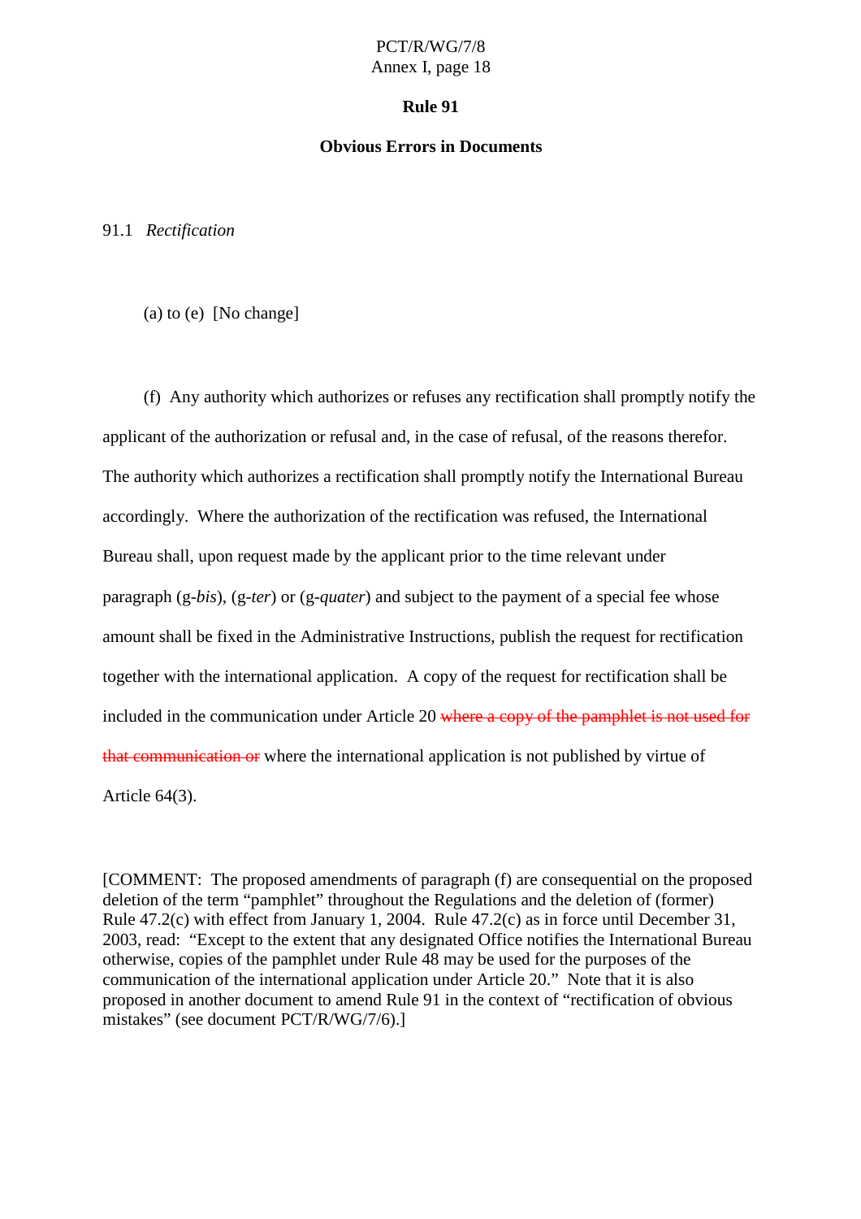## Rule 91

### Obvious Errors in Documents

91.1 *Rectification*

(a) to (e) [No change]

(f) Any authority which authorizes or refuses any rectification shall promptly notify the applicant of the authorization or refusal and, in the case of refusal, of the reasons therefor. The authority which authorizes a rectification shall promptly notify the International Bureau accordingly. Where the authorization of the rectification was refused, the International Bureau shall, upon request made by the applicant prior to the time relevant under paragraph (g-*bis*), (g-*ter*) or (g-*quater*) and subject to the payment of a special fee whose amount shall be fixed in the Administrative Instructions, publish the request for rectification together with the international application. A copy of the request for rectification shall be included in the communication under Article 20 ~~where a copy of the pamphlet is not used for that communication or~~ where the international application is not published by virtue of Article 64(3).

[COMMENT: The proposed amendments of paragraph (f) are consequential on the proposed deletion of the term "pamphlet" throughout the Regulations and the deletion of (former) Rule 47.2(c) with effect from January 1, 2004. Rule 47.2(c) as in force until December 31, 2003, read: "Except to the extent that any designated Office notifies the International Bureau otherwise, copies of the pamphlet under Rule 48 may be used for the purposes of the communication of the international application under Article 20." Note that it is also proposed in another document to amend Rule 91 in the context of "rectification of obvious mistakes" (see document PCT/R/WG/7/6).]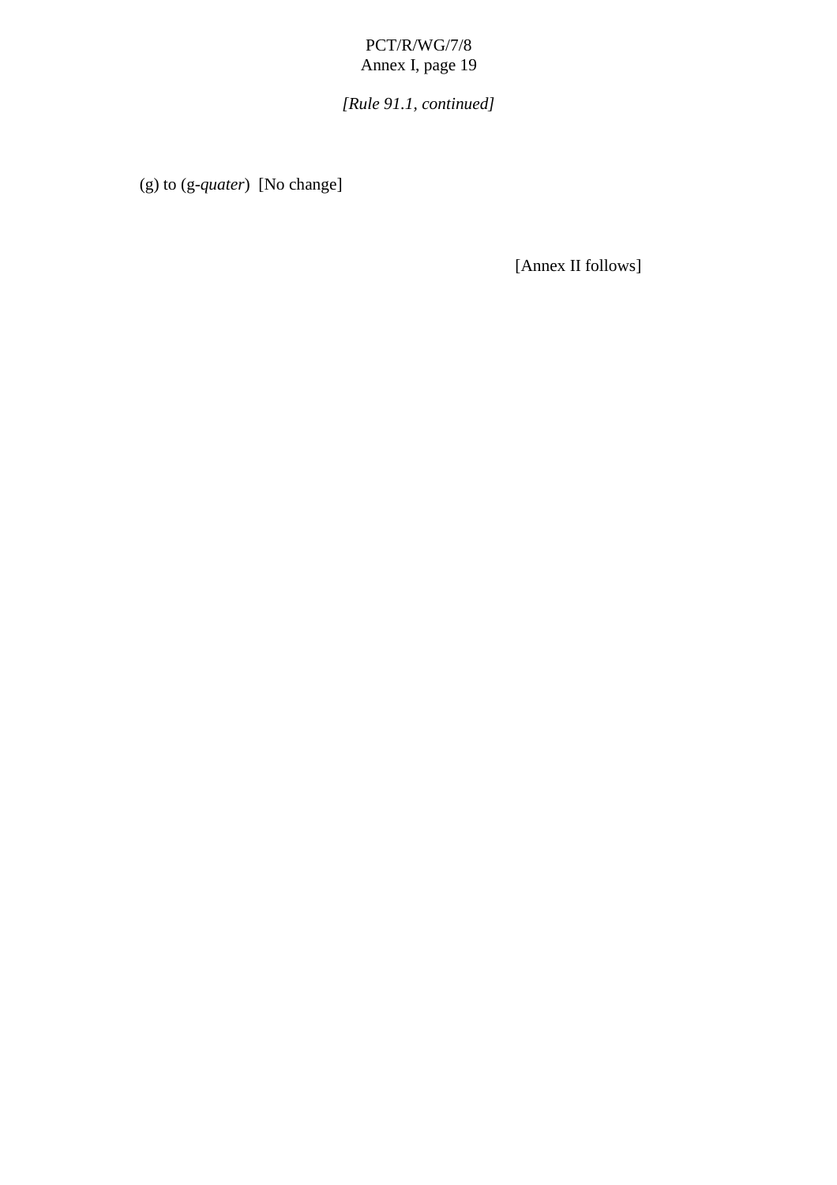*[Rule 91.1, continued]*

(g) to (g-*quater*)  [No change]

[Annex II follows]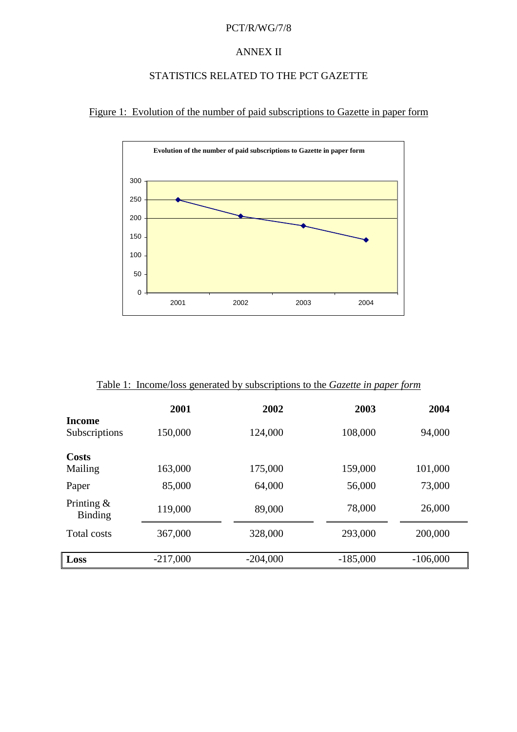PCT/R/WG/7/8

ANNEX II

STATISTICS RELATED TO THE PCT GAZETTE

Figure 1: Evolution of the number of paid subscriptions to Gazette in paper form

Table 1: Income/loss generated by subscriptions to the *Gazette in paper form*

| | 2001 | 2002 | 2003 | 2004 |
|---|---|---|---|---|
| **Income** | | | | |
| Subscriptions | 150,000 | 124,000 | 108,000 | 94,000 |
| **Costs** | | | | |
| Mailing | 163,000 | 175,000 | 159,000 | 101,000 |
| Paper | 85,000 | 64,000 | 56,000 | 73,000 |
| Printing & Binding | 119,000 | 89,000 | 78,000 | 26,000 |
| Total costs | 367,000 | 328,000 | 293,000 | 200,000 |
| **Loss** | -217,000 | -204,000 | -185,000 | -106,000 |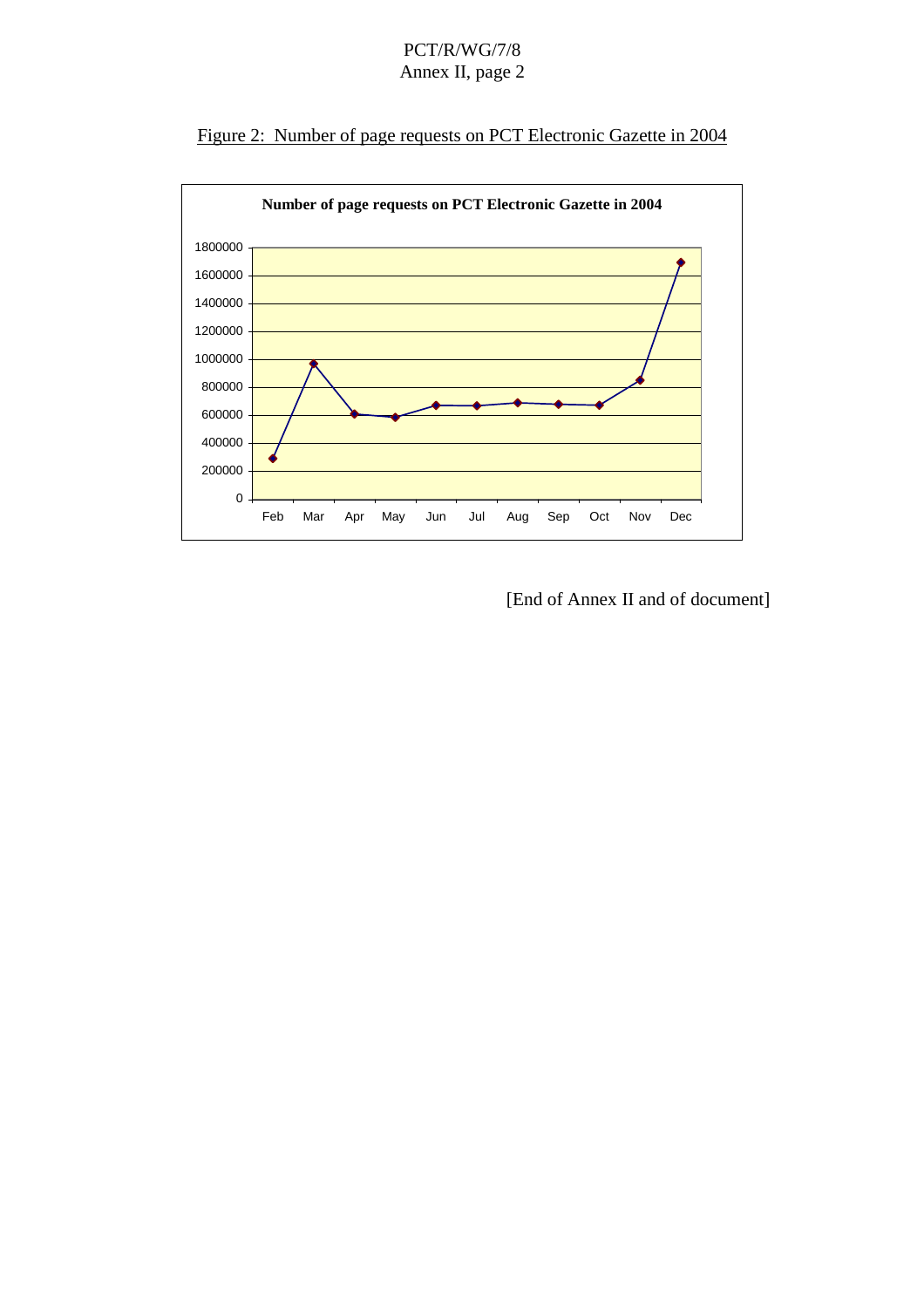Figure 2: Number of page requests on PCT Electronic Gazette in 2004

Number of page requests on PCT Electronic Gazette in 2004

1800000
1600000
1400000
1200000
1000000
800000
600000
400000
200000
0

Feb Mar Apr May Jun Jul Aug Sep Oct Nov Dec

[End of Annex II and of document]